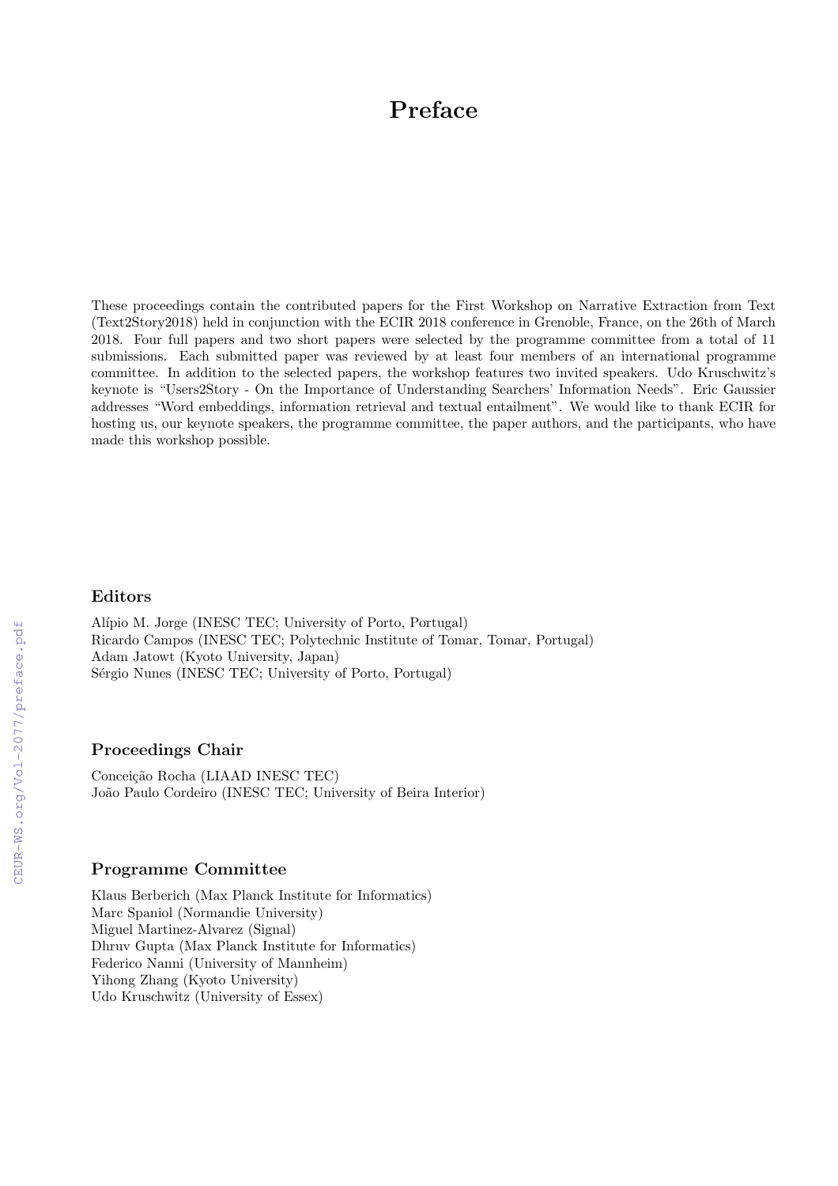# Preface

These proceedings contain the contributed papers for the First Workshop on Narrative Extraction from Text (Text2Story2018) held in conjunction with the ECIR 2018 conference in Grenoble, France, on the 26th of March 2018. Four full papers and two short papers were selected by the programme committee from a total of 11 submissions. Each submitted paper was reviewed by at least four members of an international programme committee. In addition to the selected papers, the workshop features two invited speakers. Udo Kruschwitz's keynote is "Users2Story - On the Importance of Understanding Searchers' Information Needs". Eric Gaussier addresses "Word embeddings, information retrieval and textual entailment". We would like to thank ECIR for hosting us, our keynote speakers, the programme committee, the paper authors, and the participants, who have made this workshop possible.

## Editors

Alípio M. Jorge (INESC TEC; University of Porto, Portugal)
Ricardo Campos (INESC TEC; Polytechnic Institute of Tomar, Tomar, Portugal)
Adam Jatowt (Kyoto University, Japan)
Sérgio Nunes (INESC TEC; University of Porto, Portugal)

## Proceedings Chair

Conceição Rocha (LIAAD INESC TEC)
João Paulo Cordeiro (INESC TEC; University of Beira Interior)

## Programme Committee

Klaus Berberich (Max Planck Institute for Informatics)
Marc Spaniol (Normandie University)
Miguel Martinez-Alvarez (Signal)
Dhruv Gupta (Max Planck Institute for Informatics)
Federico Nanni (University of Mannheim)
Yihong Zhang (Kyoto University)
Udo Kruschwitz (University of Essex)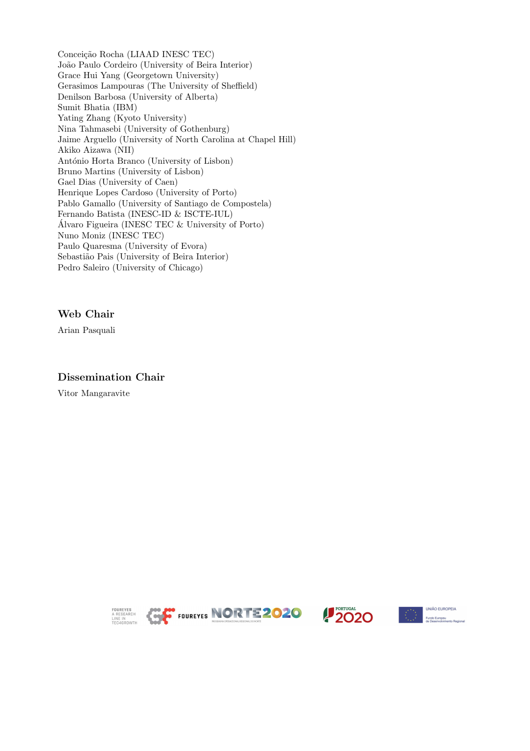Conceição Rocha (LIAAD INESC TEC)
João Paulo Cordeiro (University of Beira Interior)
Grace Hui Yang (Georgetown University)
Gerasimos Lampouras (The University of Sheffield)
Denilson Barbosa (University of Alberta)
Sumit Bhatia (IBM)
Yating Zhang (Kyoto University)
Nina Tahmasebi (University of Gothenburg)
Jaime Arguello (University of North Carolina at Chapel Hill)
Akiko Aizawa (NII)
António Horta Branco (University of Lisbon)
Bruno Martins (University of Lisbon)
Gael Dias (University of Caen)
Henrique Lopes Cardoso (University of Porto)
Pablo Gamallo (University of Santiago de Compostela)
Fernando Batista (INESC-ID & ISCTE-IUL)
Álvaro Figueira (INESC TEC & University of Porto)
Nuno Moniz (INESC TEC)
Paulo Quaresma (University of Evora)
Sebastião Pais (University of Beira Interior)
Pedro Saleiro (University of Chicago)

## Web Chair

Arian Pasquali

## Dissemination Chair

Vitor Mangaravite